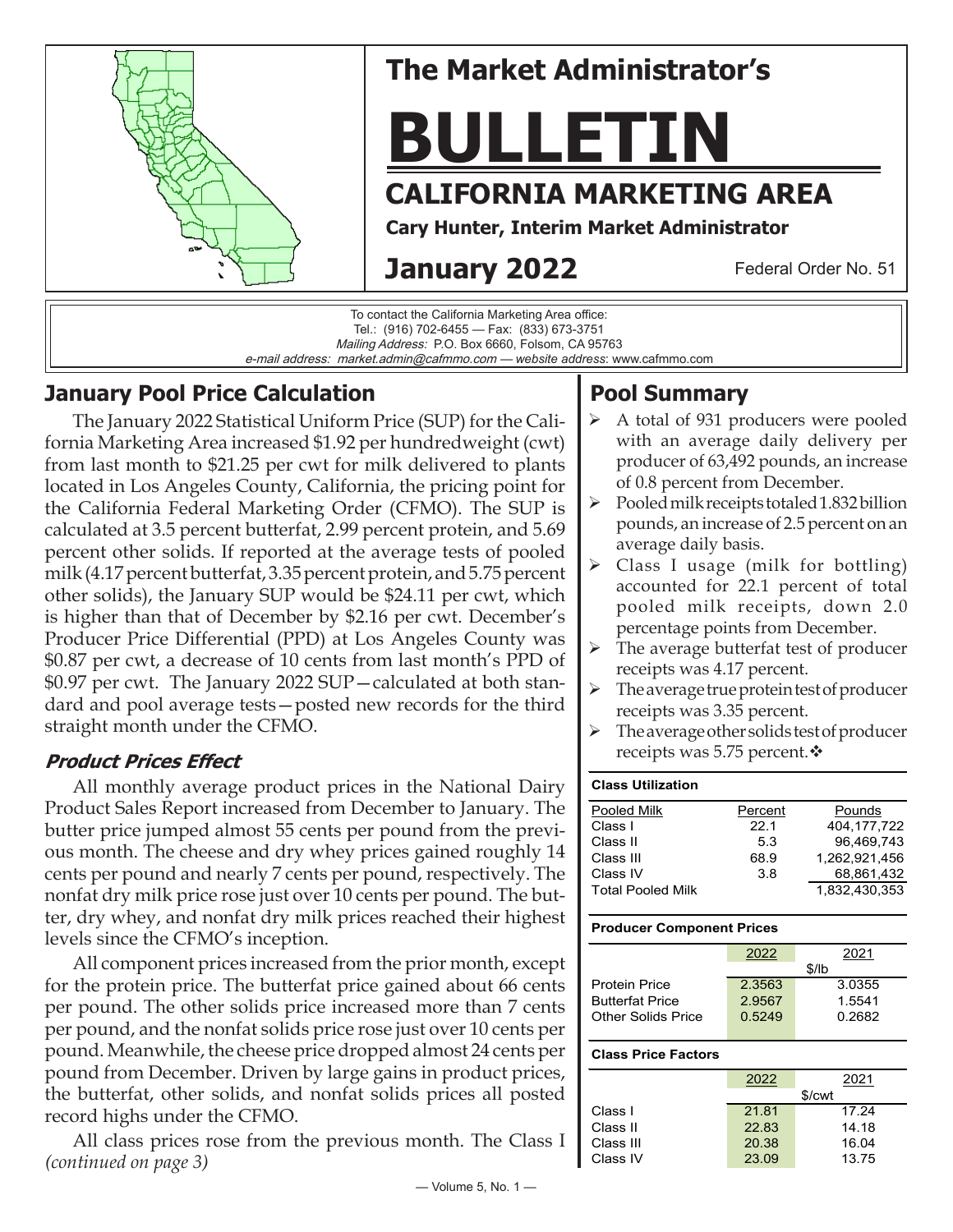# The Market Administrator's BULLETIN

## CALIFORNIA MARKETING AREA

**Cary Hunter, Interim Market Administrator**

**January 2022**

Federal Order No. 51

To contact the California Marketing Area office:
Tel.: (916) 702-6455 — Fax: (833) 673-3751
*Mailing Address:* P.O. Box 6660, Folsom, CA 95763
*e-mail address: market.admin@cafmmo.com — website address*: www.cafmmo.com

## January Pool Price Calculation

The January 2022 Statistical Uniform Price (SUP) for the California Marketing Area increased $1.92 per hundredweight (cwt) from last month to $21.25 per cwt for milk delivered to plants located in Los Angeles County, California, the pricing point for the California Federal Marketing Order (CFMO). The SUP is calculated at 3.5 percent butterfat, 2.99 percent protein, and 5.69 percent other solids. If reported at the average tests of pooled milk (4.17 percent butterfat, 3.35 percent protein, and 5.75 percent other solids), the January SUP would be $24.11 per cwt, which is higher than that of December by $2.16 per cwt. December's Producer Price Differential (PPD) at Los Angeles County was $0.87 per cwt, a decrease of 10 cents from last month's PPD of $0.97 per cwt. The January 2022 SUP—calculated at both standard and pool average tests—posted new records for the third straight month under the CFMO.

### *Product Prices Effect*

All monthly average product prices in the National Dairy Product Sales Report increased from December to January. The butter price jumped almost 55 cents per pound from the previous month. The cheese and dry whey prices gained roughly 14 cents per pound and nearly 7 cents per pound, respectively. The nonfat dry milk price rose just over 10 cents per pound. The butter, dry whey, and nonfat dry milk prices reached their highest levels since the CFMO's inception.

All component prices increased from the prior month, except for the protein price. The butterfat price gained about 66 cents per pound. The other solids price increased more than 7 cents per pound, and the nonfat solids price rose just over 10 cents per pound. Meanwhile, the cheese price dropped almost 24 cents per pound from December. Driven by large gains in product prices, the butterfat, other solids, and nonfat solids prices all posted record highs under the CFMO.

All class prices rose from the previous month. The Class I *(continued on page 3)*

## Pool Summary

- A total of 931 producers were pooled with an average daily delivery per producer of 63,492 pounds, an increase of 0.8 percent from December.
- Pooled milk receipts totaled 1.832 billion pounds, an increase of 2.5 percent on an average daily basis.
- Class I usage (milk for bottling) accounted for 22.1 percent of total pooled milk receipts, down 2.0 percentage points from December.
- The average butterfat test of producer receipts was 4.17 percent.
- The average true protein test of producer receipts was 3.35 percent.
- The average other solids test of producer receipts was 5.75 percent.❖

**Class Utilization**

| Pooled Milk | Percent | Pounds |
|---|---|---|
| Class I | 22.1 | 404,177,722 |
| Class II | 5.3 | 96,469,743 |
| Class III | 68.9 | 1,262,921,456 |
| Class IV | 3.8 | 68,861,432 |
| Total Pooled Milk | | 1,832,430,353 |

**Producer Component Prices**

| | 2022 | 2021 |
|---|---|---|
| | $/lb | |
| Protein Price | 2.3563 | 3.0355 |
| Butterfat Price | 2.9567 | 1.5541 |
| Other Solids Price | 0.5249 | 0.2682 |

**Class Price Factors**

| | 2022 | 2021 |
|---|---|---|
| | $/cwt | |
| Class I | 21.81 | 17.24 |
| Class II | 22.83 | 14.18 |
| Class III | 20.38 | 16.04 |
| Class IV | 23.09 | 13.75 |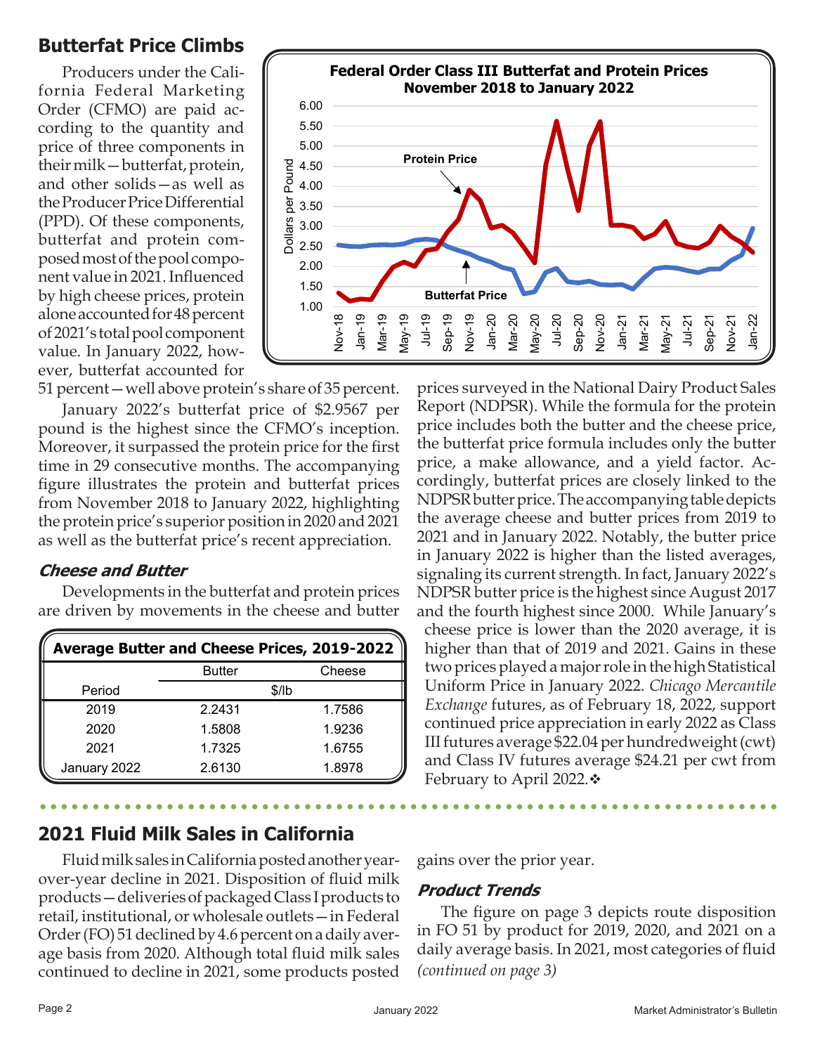## Butterfat Price Climbs

Producers under the California Federal Marketing Order (CFMO) are paid according to the quantity and price of three components in their milk—butterfat, protein, and other solids—as well as the Producer Price Differential (PPD). Of these components, butterfat and protein composed most of the pool component value in 2021. Influenced by high cheese prices, protein alone accounted for 48 percent of 2021's total pool component value. In January 2022, however, butterfat accounted for 51 percent—well above protein's share of 35 percent.

January 2022's butterfat price of $2.9567 per pound is the highest since the CFMO's inception. Moreover, it surpassed the protein price for the first time in 29 consecutive months. The accompanying figure illustrates the protein and butterfat prices from November 2018 to January 2022, highlighting the protein price's superior position in 2020 and 2021 as well as the butterfat price's recent appreciation.

**Federal Order Class III Butterfat and Protein Prices November 2018 to January 2022**

### *Cheese and Butter*

Developments in the butterfat and protein prices are driven by movements in the cheese and butter prices surveyed in the National Dairy Product Sales Report (NDPSR). While the formula for the protein price includes both the butter and the cheese price, the butterfat price formula includes only the butter price, a make allowance, and a yield factor. Accordingly, butterfat prices are closely linked to the NDPSR butter price. The accompanying table depicts the average cheese and butter prices from 2019 to 2021 and in January 2022. Notably, the butter price in January 2022 is higher than the listed averages, signaling its current strength. In fact, January 2022's NDPSR butter price is the highest since August 2017 and the fourth highest since 2000. While January's cheese price is lower than the 2020 average, it is higher than that of 2019 and 2021. Gains in these two prices played a major role in the high Statistical Uniform Price in January 2022. *Chicago Mercantile Exchange* futures, as of February 18, 2022, support continued price appreciation in early 2022 as Class III futures average $22.04 per hundredweight (cwt) and Class IV futures average $24.21 per cwt from February to April 2022.❖

**Average Butter and Cheese Prices, 2019-2022**

| Period | Butter | Cheese |
|---|---|---|
| | $/lb | |
| 2019 | 2.2431 | 1.7586 |
| 2020 | 1.5808 | 1.9236 |
| 2021 | 1.7325 | 1.6755 |
| January 2022 | 2.6130 | 1.8978 |

## 2021 Fluid Milk Sales in California

Fluid milk sales in California posted another year-over-year decline in 2021. Disposition of fluid milk products—deliveries of packaged Class I products to retail, institutional, or wholesale outlets—in Federal Order (FO) 51 declined by 4.6 percent on a daily average basis from 2020. Although total fluid milk sales continued to decline in 2021, some products posted gains over the prior year.

### *Product Trends*

The figure on page 3 depicts route disposition in FO 51 by product for 2019, 2020, and 2021 on a daily average basis. In 2021, most categories of fluid *(continued on page 3)*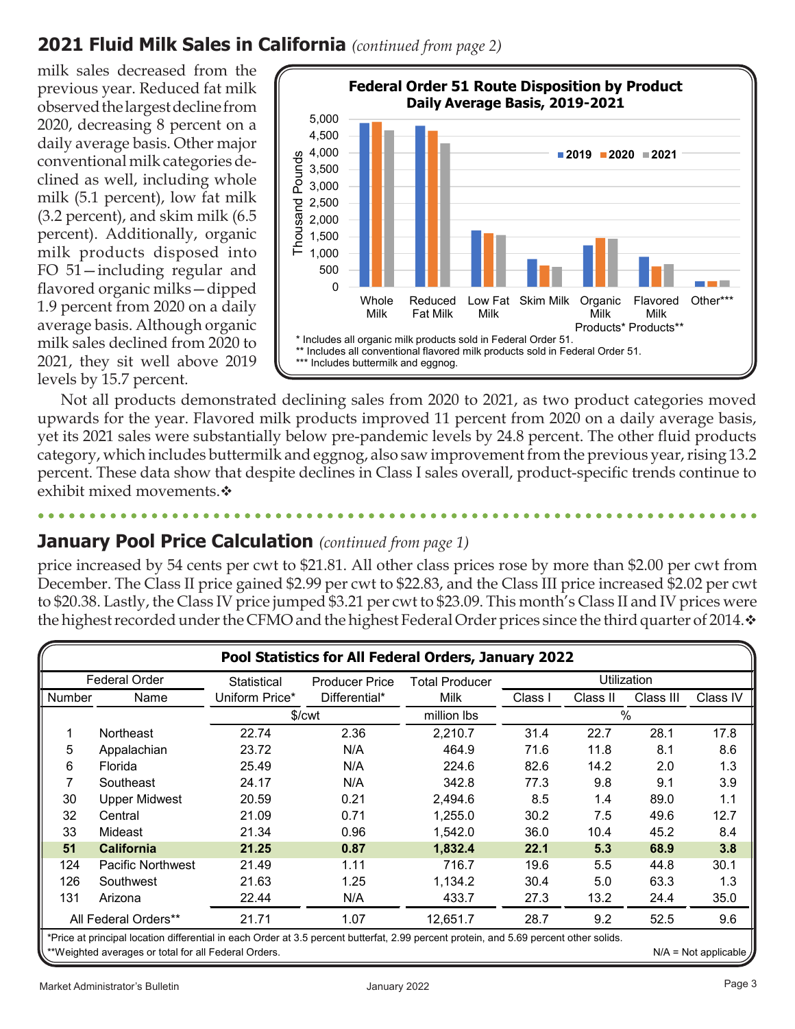## 2021 Fluid Milk Sales in California *(continued from page 2)*

milk sales decreased from the previous year. Reduced fat milk observed the largest decline from 2020, decreasing 8 percent on a daily average basis. Other major conventional milk categories declined as well, including whole milk (5.1 percent), low fat milk (3.2 percent), and skim milk (6.5 percent). Additionally, organic milk products disposed into FO 51—including regular and flavored organic milks—dipped 1.9 percent from 2020 on a daily average basis. Although organic milk sales declined from 2020 to 2021, they sit well above 2019 levels by 15.7 percent.

**Federal Order 51 Route Disposition by Product**
**Daily Average Basis, 2019-2021**

\* Includes all organic milk products sold in Federal Order 51.
\*\* Includes all conventional flavored milk products sold in Federal Order 51.
\*\*\* Includes buttermilk and eggnog.

Not all products demonstrated declining sales from 2020 to 2021, as two product categories moved upwards for the year. Flavored milk products improved 11 percent from 2020 on a daily average basis, yet its 2021 sales were substantially below pre-pandemic levels by 24.8 percent. The other fluid products category, which includes buttermilk and eggnog, also saw improvement from the previous year, rising 13.2 percent. These data show that despite declines in Class I sales overall, product-specific trends continue to exhibit mixed movements.❖

## January Pool Price Calculation *(continued from page 1)*

price increased by 54 cents per cwt to $21.81. All other class prices rose by more than $2.00 per cwt from December. The Class II price gained $2.99 per cwt to $22.83, and the Class III price increased $2.02 per cwt to $20.38. Lastly, the Class IV price jumped $3.21 per cwt to $23.09. This month's Class II and IV prices were the highest recorded under the CFMO and the highest Federal Order prices since the third quarter of 2014.❖

**Pool Statistics for All Federal Orders, January 2022**

| Federal Order Number | Federal Order Name | Statistical Uniform Price* | Producer Price Differential* | Total Producer Milk | Utilization Class I | Class II | Class III | Class IV |
|---|---|---|---|---|---|---|---|---|
| | | $/cwt | $/cwt | million lbs | % | % | % | % |
| 1 | Northeast | 22.74 | 2.36 | 2,210.7 | 31.4 | 22.7 | 28.1 | 17.8 |
| 5 | Appalachian | 23.72 | N/A | 464.9 | 71.6 | 11.8 | 8.1 | 8.6 |
| 6 | Florida | 25.49 | N/A | 224.6 | 82.6 | 14.2 | 2.0 | 1.3 |
| 7 | Southeast | 24.17 | N/A | 342.8 | 77.3 | 9.8 | 9.1 | 3.9 |
| 30 | Upper Midwest | 20.59 | 0.21 | 2,494.6 | 8.5 | 1.4 | 89.0 | 1.1 |
| 32 | Central | 21.09 | 0.71 | 1,255.0 | 30.2 | 7.5 | 49.6 | 12.7 |
| 33 | Mideast | 21.34 | 0.96 | 1,542.0 | 36.0 | 10.4 | 45.2 | 8.4 |
| **51** | **California** | **21.25** | **0.87** | **1,832.4** | **22.1** | **5.3** | **68.9** | **3.8** |
| 124 | Pacific Northwest | 21.49 | 1.11 | 716.7 | 19.6 | 5.5 | 44.8 | 30.1 |
| 126 | Southwest | 21.63 | 1.25 | 1,134.2 | 30.4 | 5.0 | 63.3 | 1.3 |
| 131 | Arizona | 22.44 | N/A | 433.7 | 27.3 | 13.2 | 24.4 | 35.0 |
| All Federal Orders** | | 21.71 | 1.07 | 12,651.7 | 28.7 | 9.2 | 52.5 | 9.6 |

\*Price at principal location differential in each Order at 3.5 percent butterfat, 2.99 percent protein, and 5.69 percent other solids.
\*\*Weighted averages or total for all Federal Orders.
N/A = Not applicable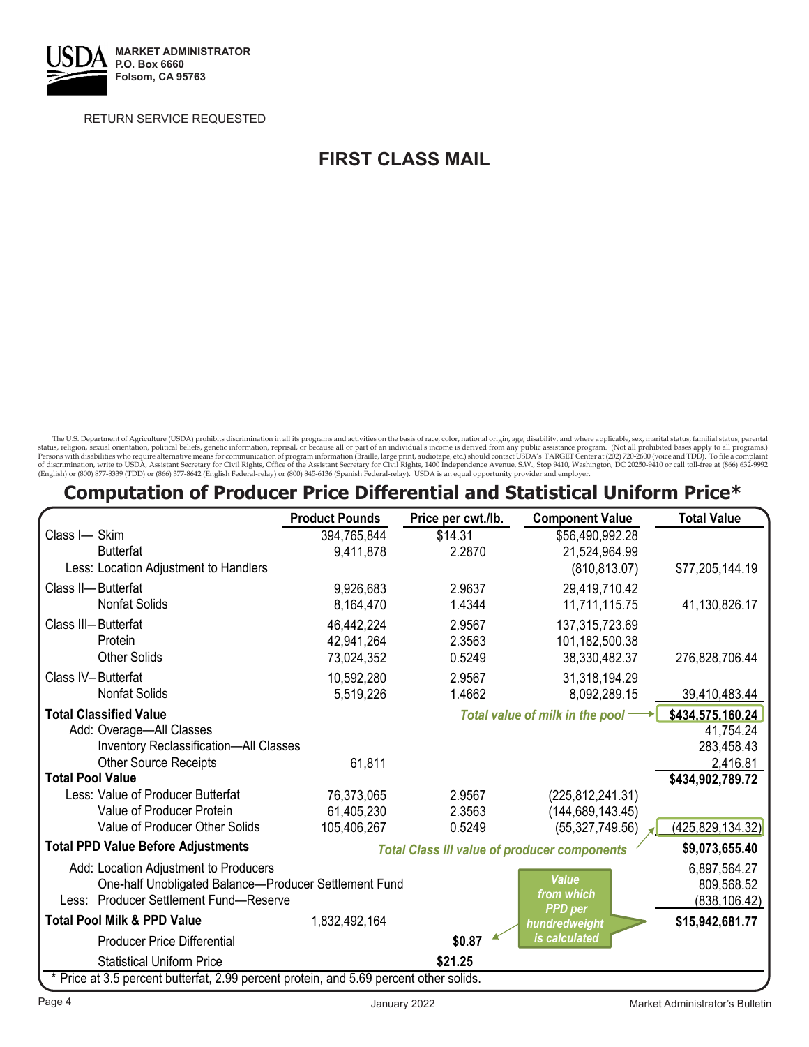**MARKET ADMINISTRATOR**
**P.O. Box 6660**
**Folsom, CA 95763**

RETURN SERVICE REQUESTED

## FIRST CLASS MAIL

The U.S. Department of Agriculture (USDA) prohibits discrimination in all its programs and activities on the basis of race, color, national origin, age, disability, and where applicable, sex, marital status, familial status, parental status, religion, sexual orientation, political beliefs, genetic information, reprisal, or because all or part of an individual's income is derived from any public assistance program. (Not all prohibited bases apply to all programs.) Persons with disabilities who require alternative means for communication of program information (Braille, large print, audiotape, etc.) should contact USDA's TARGET Center at (202) 720-2600 (voice and TDD). To file a complaint of discrimination, write to USDA, Assistant Secretary for Civil Rights, Office of the Assistant Secretary for Civil Rights, 1400 Independence Avenue, S.W., Stop 9410, Washington, DC 20250-9410 or call toll-free at (866) 632-9992 (English) or (800) 877-8339 (TDD) or (866) 377-8642 (English Federal-relay) or (800) 845-6136 (Spanish Federal-relay). USDA is an equal opportunity provider and employer.

# Computation of Producer Price Differential and Statistical Uniform Price*

| | Product Pounds | Price per cwt./lb. | Component Value | Total Value |
|---|---|---|---|---|
| Class I— Skim | 394,765,844 | $14.31 | $56,490,992.28 | |
| Butterfat | 9,411,878 | 2.2870 | 21,524,964.99 | |
| Less: Location Adjustment to Handlers | | | (810,813.07) | $77,205,144.19 |
| Class II— Butterfat | 9,926,683 | 2.9637 | 29,419,710.42 | |
| Nonfat Solids | 8,164,470 | 1.4344 | 11,711,115.75 | 41,130,826.17 |
| Class III— Butterfat | 46,442,224 | 2.9567 | 137,315,723.69 | |
| Protein | 42,941,264 | 2.3563 | 101,182,500.38 | |
| Other Solids | 73,024,352 | 0.5249 | 38,330,482.37 | 276,828,706.44 |
| Class IV— Butterfat | 10,592,280 | 2.9567 | 31,318,194.29 | |
| Nonfat Solids | 5,519,226 | 1.4662 | 8,092,289.15 | 39,410,483.44 |
| **Total Classified Value** | | | *Total value of milk in the pool* → | **$434,575,160.24** |
| Add: Overage—All Classes | | | | 41,754.24 |
| Inventory Reclassification—All Classes | | | | 283,458.43 |
| Other Source Receipts | 61,811 | | | 2,416.81 |
| **Total Pool Value** | | | | **$434,902,789.72** |
| Less: Value of Producer Butterfat | 76,373,065 | 2.9567 | (225,812,241.31) | |
| Value of Producer Protein | 61,405,230 | 2.3563 | (144,689,143.45) | |
| Value of Producer Other Solids | 105,406,267 | 0.5249 | (55,327,749.56) | (425,829,134.32) |
| **Total PPD Value Before Adjustments** | | | *Total Class III value of producer components* | **$9,073,655.40** |
| Add: Location Adjustment to Producers | | | | 6,897,564.27 |
| One-half Unobligated Balance—Producer Settlement Fund | | | | 809,568.52 |
| Less: Producer Settlement Fund—Reserve | | | | (838,106.42) |
| **Total Pool Milk & PPD Value** | 1,832,492,164 | | *Value from which PPD per hundredweight is calculated* | **$15,942,681.77** |
| Producer Price Differential | | **$0.87** | | |
| Statistical Uniform Price | | **$21.25** | | |

\* Price at 3.5 percent butterfat, 2.99 percent protein, and 5.69 percent other solids.